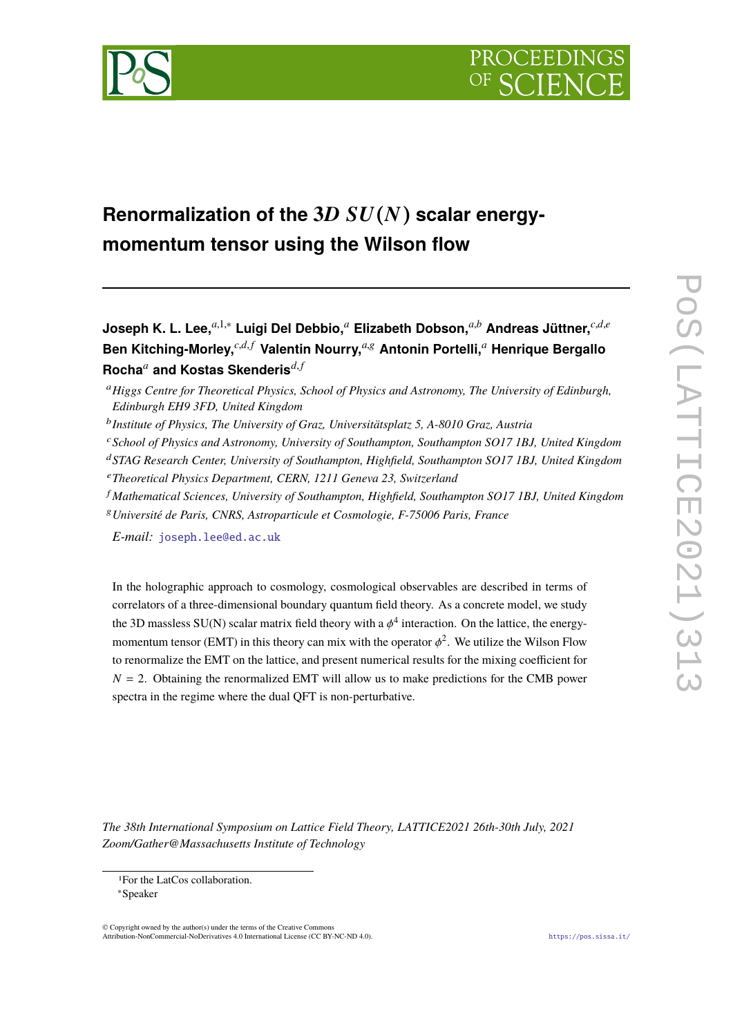# Renormalization of the $3D$ $SU(N)$ scalar energy-momentum tensor using the Wilson flow

**Joseph K. L. Lee,**[a,1,*] **Luigi Del Debbio,**[a] **Elizabeth Dobson,**[a,b] **Andreas Jüttner,**[c,d,e] **Ben Kitching-Morley,**[c,d,f] **Valentin Nourry,**[a,g] **Antonin Portelli,**[a] **Henrique Bergallo Rocha**[a] **and Kostas Skenderis**[d,f]

[a] *Higgs Centre for Theoretical Physics, School of Physics and Astronomy, The University of Edinburgh, Edinburgh EH9 3FD, United Kingdom*

[b] *Institute of Physics, The University of Graz, Universitätsplatz 5, A-8010 Graz, Austria*

[c] *School of Physics and Astronomy, University of Southampton, Southampton SO17 1BJ, United Kingdom*

[d] *STAG Research Center, University of Southampton, Highfield, Southampton SO17 1BJ, United Kingdom*

[e] *Theoretical Physics Department, CERN, 1211 Geneva 23, Switzerland*

[f] *Mathematical Sciences, University of Southampton, Highfield, Southampton SO17 1BJ, United Kingdom*

[g] *Université de Paris, CNRS, Astroparticule et Cosmologie, F-75006 Paris, France*

*E-mail:* joseph.lee@ed.ac.uk

In the holographic approach to cosmology, cosmological observables are described in terms of correlators of a three-dimensional boundary quantum field theory. As a concrete model, we study the 3D massless SU(N) scalar matrix field theory with a $\phi^4$ interaction. On the lattice, the energy-momentum tensor (EMT) in this theory can mix with the operator $\phi^2$. We utilize the Wilson Flow to renormalize the EMT on the lattice, and present numerical results for the mixing coefficient for $N = 2$. Obtaining the renormalized EMT will allow us to make predictions for the CMB power spectra in the regime where the dual QFT is non-perturbative.

*The 38th International Symposium on Lattice Field Theory, LATTICE2021 26th-30th July, 2021 Zoom/Gather@Massachusetts Institute of Technology*

---

[1] For the LatCos collaboration.

[*] Speaker

© Copyright owned by the author(s) under the terms of the Creative Commons Attribution-NonCommercial-NoDerivatives 4.0 International License (CC BY-NC-ND 4.0).

https://pos.sissa.it/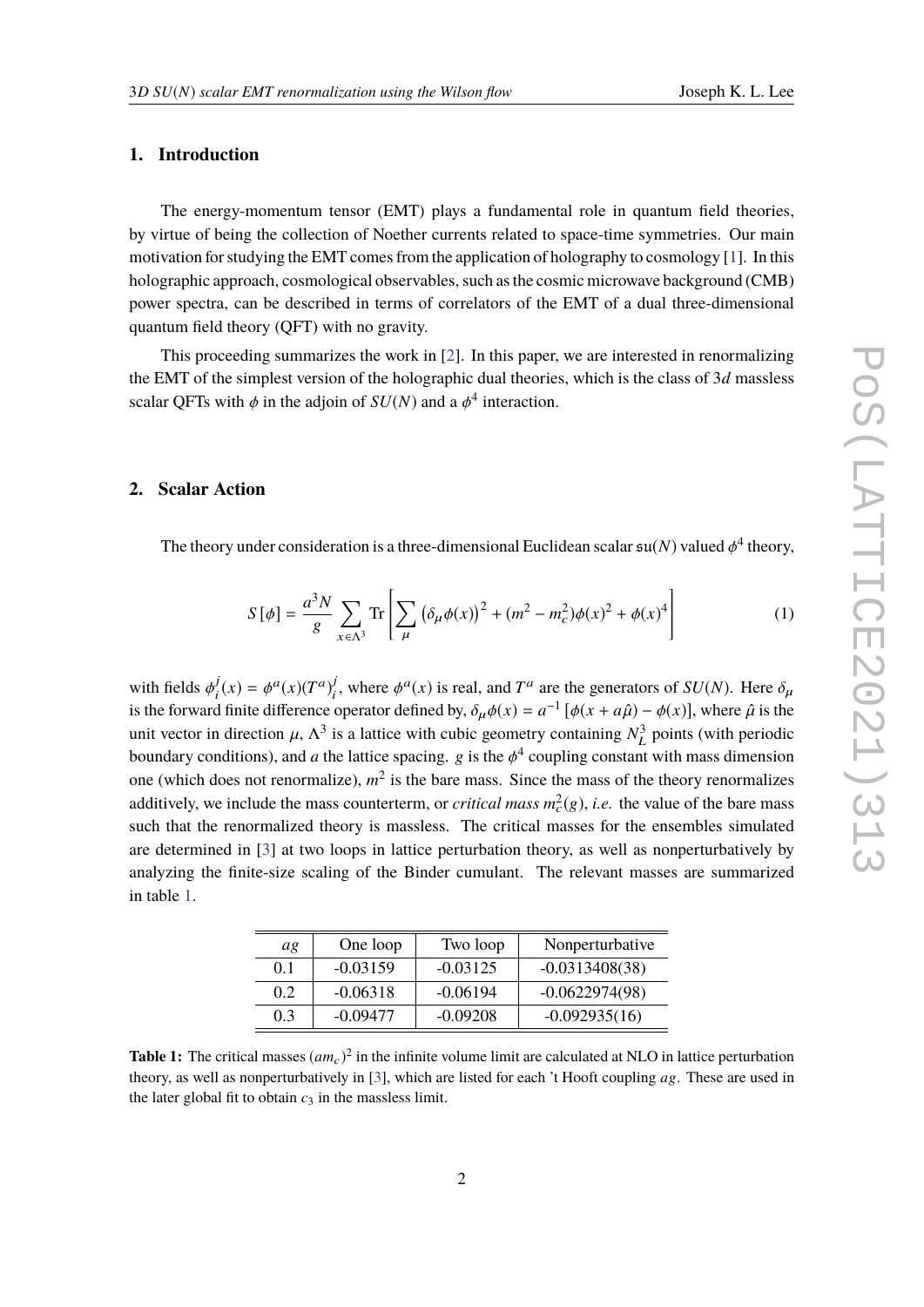## 1. Introduction

The energy-momentum tensor (EMT) plays a fundamental role in quantum field theories, by virtue of being the collection of Noether currents related to space-time symmetries. Our main motivation for studying the EMT comes from the application of holography to cosmology [1]. In this holographic approach, cosmological observables, such as the cosmic microwave background (CMB) power spectra, can be described in terms of correlators of the EMT of a dual three-dimensional quantum field theory (QFT) with no gravity.

This proceeding summarizes the work in [2]. In this paper, we are interested in renormalizing the EMT of the simplest version of the holographic dual theories, which is the class of $3d$ massless scalar QFTs with $\phi$ in the adjoin of $SU(N)$ and a $\phi^4$ interaction.

## 2. Scalar Action

The theory under consideration is a three-dimensional Euclidean scalar $\mathfrak{su}(N)$ valued $\phi^4$ theory,

$$S[\phi] = \frac{a^3 N}{g} \sum_{x \in \Lambda^3} \mathrm{Tr}\left[ \sum_{\mu} \left(\delta_\mu \phi(x)\right)^2 + (m^2 - m_c^2)\phi(x)^2 + \phi(x)^4 \right] \tag{1}$$

with fields $\phi_i^j(x) = \phi^a(x)(T^a)_i^j$, where $\phi^a(x)$ is real, and $T^a$ are the generators of $SU(N)$. Here $\delta_\mu$ is the forward finite difference operator defined by, $\delta_\mu \phi(x) = a^{-1}[\phi(x + a\hat{\mu}) - \phi(x)]$, where $\hat{\mu}$ is the unit vector in direction $\mu$, $\Lambda^3$ is a lattice with cubic geometry containing $N_L^3$ points (with periodic boundary conditions), and $a$ the lattice spacing. $g$ is the $\phi^4$ coupling constant with mass dimension one (which does not renormalize), $m^2$ is the bare mass. Since the mass of the theory renormalizes additively, we include the mass counterterm, or *critical mass* $m_c^2(g)$, *i.e.* the value of the bare mass such that the renormalized theory is massless. The critical masses for the ensembles simulated are determined in [3] at two loops in lattice perturbation theory, as well as nonperturbatively by analyzing the finite-size scaling of the Binder cumulant. The relevant masses are summarized in table 1.

| $ag$ | One loop | Two loop | Nonperturbative |
|---|---|---|---|
| 0.1 | -0.03159 | -0.03125 | -0.0313408(38) |
| 0.2 | -0.06318 | -0.06194 | -0.0622974(98) |
| 0.3 | -0.09477 | -0.09208 | -0.092935(16) |

**Table 1:** The critical masses $(am_c)^2$ in the infinite volume limit are calculated at NLO in lattice perturbation theory, as well as nonperturbatively in [3], which are listed for each 't Hooft coupling $ag$. These are used in the later global fit to obtain $c_3$ in the massless limit.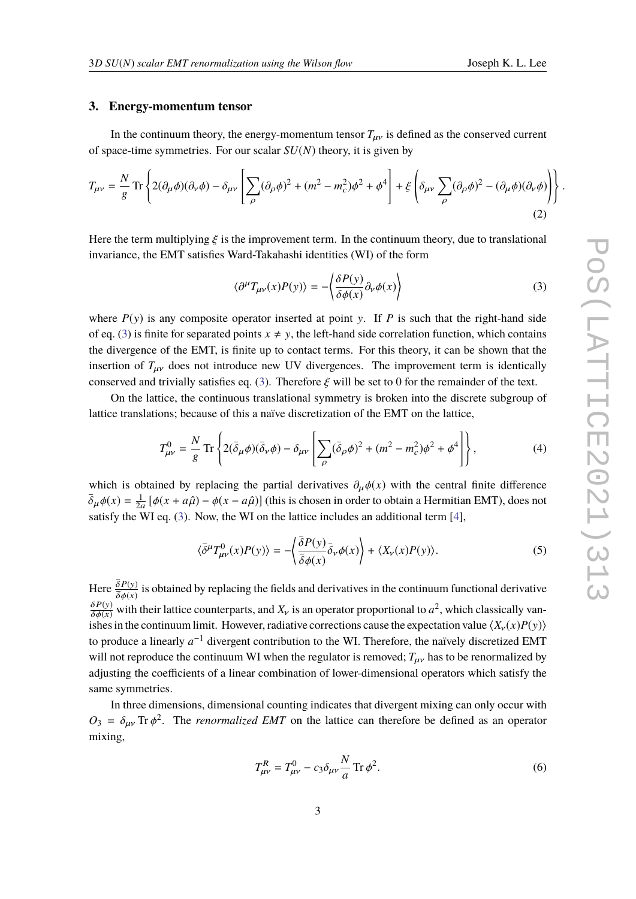## 3. Energy-momentum tensor

In the continuum theory, the energy-momentum tensor $T_{\mu\nu}$ is defined as the conserved current of space-time symmetries. For our scalar $SU(N)$ theory, it is given by

$$T_{\mu\nu} = \frac{N}{g} \operatorname{Tr} \left\{ 2(\partial_\mu \phi)(\partial_\nu \phi) - \delta_{\mu\nu} \left[ \sum_\rho (\partial_\rho \phi)^2 + (m^2 - m_c^2)\phi^2 + \phi^4 \right] + \xi \left( \delta_{\mu\nu} \sum_\rho (\partial_\rho \phi)^2 - (\partial_\mu \phi)(\partial_\nu \phi) \right) \right\}. \tag{2}$$

Here the term multiplying $\xi$ is the improvement term. In the continuum theory, due to translational invariance, the EMT satisfies Ward-Takahashi identities (WI) of the form

$$\langle \partial^\mu T_{\mu\nu}(x) P(y) \rangle = -\left\langle \frac{\delta P(y)}{\delta \phi(x)} \partial_\nu \phi(x) \right\rangle \tag{3}$$

where $P(y)$ is any composite operator inserted at point $y$. If $P$ is such that the right-hand side of eq. (3) is finite for separated points $x \neq y$, the left-hand side correlation function, which contains the divergence of the EMT, is finite up to contact terms. For this theory, it can be shown that the insertion of $T_{\mu\nu}$ does not introduce new UV divergences. The improvement term is identically conserved and trivially satisfies eq. (3). Therefore $\xi$ will be set to 0 for the remainder of the text.

On the lattice, the continuous translational symmetry is broken into the discrete subgroup of lattice translations; because of this a naïve discretization of the EMT on the lattice,

$$T^0_{\mu\nu} = \frac{N}{g} \operatorname{Tr} \left\{ 2(\bar{\delta}_\mu \phi)(\bar{\delta}_\nu \phi) - \delta_{\mu\nu} \left[ \sum_\rho (\bar{\delta}_\rho \phi)^2 + (m^2 - m_c^2)\phi^2 + \phi^4 \right] \right\}, \tag{4}$$

which is obtained by replacing the partial derivatives $\partial_\mu \phi(x)$ with the central finite difference $\bar{\delta}_\mu \phi(x) = \frac{1}{2a}[\phi(x + a\hat{\mu}) - \phi(x - a\hat{\mu})]$ (this is chosen in order to obtain a Hermitian EMT), does not satisfy the WI eq. (3). Now, the WI on the lattice includes an additional term [4],

$$\langle \bar{\delta}^\mu T^0_{\mu\nu}(x) P(y) \rangle = -\left\langle \frac{\bar{\delta} P(y)}{\bar{\delta} \phi(x)} \bar{\delta}_\nu \phi(x) \right\rangle + \langle X_\nu(x) P(y) \rangle. \tag{5}$$

Here $\frac{\bar{\delta} P(y)}{\bar{\delta} \phi(x)}$ is obtained by replacing the fields and derivatives in the continuum functional derivative $\frac{\delta P(y)}{\delta \phi(x)}$ with their lattice counterparts, and $X_\nu$ is an operator proportional to $a^2$, which classically vanishes in the continuum limit. However, radiative corrections cause the expectation value $\langle X_\nu(x) P(y) \rangle$ to produce a linearly $a^{-1}$ divergent contribution to the WI. Therefore, the naïvely discretized EMT will not reproduce the continuum WI when the regulator is removed; $T_{\mu\nu}$ has to be renormalized by adjusting the coefficients of a linear combination of lower-dimensional operators which satisfy the same symmetries.

In three dimensions, dimensional counting indicates that divergent mixing can only occur with $O_3 = \delta_{\mu\nu} \operatorname{Tr} \phi^2$. The *renormalized EMT* on the lattice can therefore be defined as an operator mixing,

$$T^R_{\mu\nu} = T^0_{\mu\nu} - c_3 \delta_{\mu\nu} \frac{N}{a} \operatorname{Tr} \phi^2. \tag{6}$$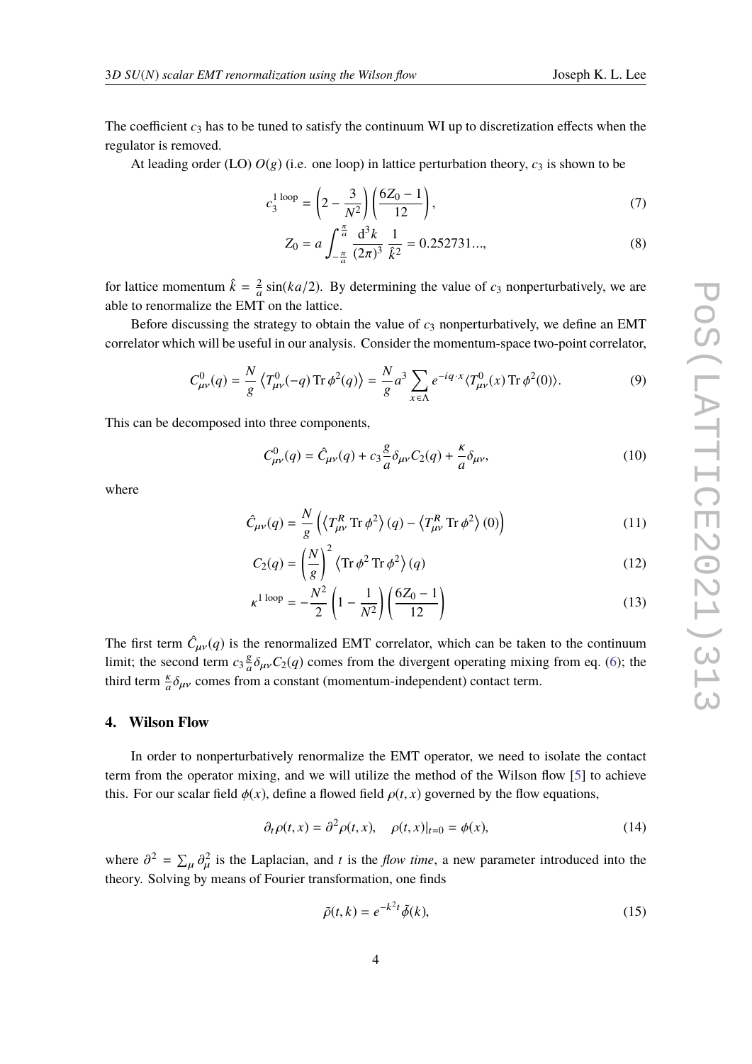The coefficient $c_3$ has to be tuned to satisfy the continuum WI up to discretization effects when the regulator is removed.

At leading order (LO) $O(g)$ (i.e. one loop) in lattice perturbation theory, $c_3$ is shown to be

$$c_3^{1\text{ loop}} = \left(2 - \frac{3}{N^2}\right)\left(\frac{6Z_0 - 1}{12}\right), \tag{7}$$

$$Z_0 = a\int_{-\frac{\pi}{a}}^{\frac{\pi}{a}} \frac{\mathrm{d}^3 k}{(2\pi)^3}\,\frac{1}{\hat{k}^2} = 0.252731..., \tag{8}$$

for lattice momentum $\hat{k} = \frac{2}{a}\sin(ka/2)$. By determining the value of $c_3$ nonperturbatively, we are able to renormalize the EMT on the lattice.

Before discussing the strategy to obtain the value of $c_3$ nonperturbatively, we define an EMT correlator which will be useful in our analysis. Consider the momentum-space two-point correlator,

$$C^0_{\mu\nu}(q) = \frac{N}{g}\left\langle T^0_{\mu\nu}(-q)\,\mathrm{Tr}\,\phi^2(q)\right\rangle = \frac{N}{g}a^3\sum_{x\in\Lambda} e^{-iq\cdot x}\langle T^0_{\mu\nu}(x)\,\mathrm{Tr}\,\phi^2(0)\rangle. \tag{9}$$

This can be decomposed into three components,

$$C^0_{\mu\nu}(q) = \hat{C}_{\mu\nu}(q) + c_3\frac{g}{a}\delta_{\mu\nu}C_2(q) + \frac{\kappa}{a}\delta_{\mu\nu}, \tag{10}$$

where

$$\hat{C}_{\mu\nu}(q) = \frac{N}{g}\left(\left\langle T^R_{\mu\nu}\,\mathrm{Tr}\,\phi^2\right\rangle(q) - \left\langle T^R_{\mu\nu}\,\mathrm{Tr}\,\phi^2\right\rangle(0)\right) \tag{11}$$

$$C_2(q) = \left(\frac{N}{g}\right)^2\left\langle \mathrm{Tr}\,\phi^2\,\mathrm{Tr}\,\phi^2\right\rangle(q) \tag{12}$$

$$\kappa^{1\text{ loop}} = -\frac{N^2}{2}\left(1 - \frac{1}{N^2}\right)\left(\frac{6Z_0 - 1}{12}\right) \tag{13}$$

The first term $\hat{C}_{\mu\nu}(q)$ is the renormalized EMT correlator, which can be taken to the continuum limit; the second term $c_3\frac{g}{a}\delta_{\mu\nu}C_2(q)$ comes from the divergent operating mixing from eq. (6); the third term $\frac{\kappa}{a}\delta_{\mu\nu}$ comes from a constant (momentum-independent) contact term.

## 4. Wilson Flow

In order to nonperturbatively renormalize the EMT operator, we need to isolate the contact term from the operator mixing, and we will utilize the method of the Wilson flow [5] to achieve this. For our scalar field $\phi(x)$, define a flowed field $\rho(t,x)$ governed by the flow equations,

$$\partial_t\rho(t,x) = \partial^2\rho(t,x), \quad \rho(t,x)|_{t=0} = \phi(x), \tag{14}$$

where $\partial^2 = \sum_\mu \partial_\mu^2$ is the Laplacian, and $t$ is the *flow time*, a new parameter introduced into the theory. Solving by means of Fourier transformation, one finds

$$\tilde{\rho}(t,k) = e^{-k^2 t}\tilde{\phi}(k), \tag{15}$$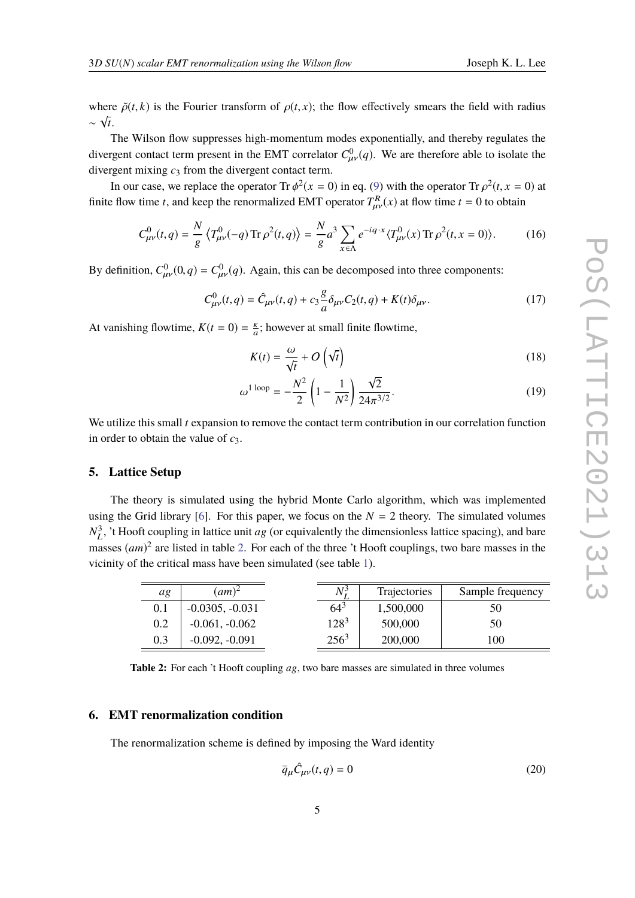where $\tilde{\rho}(t, k)$ is the Fourier transform of $\rho(t, x)$; the flow effectively smears the field with radius $\sim \sqrt{t}$.

The Wilson flow suppresses high-momentum modes exponentially, and thereby regulates the divergent contact term present in the EMT correlator $C^0_{\mu\nu}(q)$. We are therefore able to isolate the divergent mixing $c_3$ from the divergent contact term.

In our case, we replace the operator $\mathrm{Tr}\,\phi^2(x = 0)$ in eq. (9) with the operator $\mathrm{Tr}\,\rho^2(t, x = 0)$ at finite flow time $t$, and keep the renormalized EMT operator $T^R_{\mu\nu}(x)$ at flow time $t = 0$ to obtain

$$C^0_{\mu\nu}(t, q) = \frac{N}{g} \left\langle T^0_{\mu\nu}(-q)\,\mathrm{Tr}\,\rho^2(t, q) \right\rangle = \frac{N}{g} a^3 \sum_{x \in \Lambda} e^{-iq\cdot x} \langle T^0_{\mu\nu}(x)\,\mathrm{Tr}\,\rho^2(t, x = 0) \rangle. \tag{16}$$

By definition, $C^0_{\mu\nu}(0, q) = C^0_{\mu\nu}(q)$. Again, this can be decomposed into three components:

$$C^0_{\mu\nu}(t, q) = \hat{C}_{\mu\nu}(t, q) + c_3 \frac{g}{a} \delta_{\mu\nu} C_2(t, q) + K(t)\delta_{\mu\nu}. \tag{17}$$

At vanishing flowtime, $K(t = 0) = \frac{\kappa}{a}$; however at small finite flowtime,

$$K(t) = \frac{\omega}{\sqrt{t}} + O\left(\sqrt{t}\right) \tag{18}$$

$$\omega^{1\text{ loop}} = -\frac{N^2}{2}\left(1 - \frac{1}{N^2}\right)\frac{\sqrt{2}}{24\pi^{3/2}}. \tag{19}$$

We utilize this small $t$ expansion to remove the contact term contribution in our correlation function in order to obtain the value of $c_3$.

## 5. Lattice Setup

The theory is simulated using the hybrid Monte Carlo algorithm, which was implemented using the Grid library [6]. For this paper, we focus on the $N = 2$ theory. The simulated volumes $N_L^3$, 't Hooft coupling in lattice unit $ag$ (or equivalently the dimensionless lattice spacing), and bare masses $(am)^2$ are listed in table 2. For each of the three 't Hooft couplings, two bare masses in the vicinity of the critical mass have been simulated (see table 1).

| $ag$ | $(am)^2$ |
|---|---|
| 0.1 | -0.0305, -0.031 |
| 0.2 | -0.061, -0.062 |
| 0.3 | -0.092, -0.091 |

| $N_L^3$ | Trajectories | Sample frequency |
|---|---|---|
| $64^3$ | 1,500,000 | 50 |
| $128^3$ | 500,000 | 50 |
| $256^3$ | 200,000 | 100 |

**Table 2:** For each 't Hooft coupling $ag$, two bare masses are simulated in three volumes

## 6. EMT renormalization condition

The renormalization scheme is defined by imposing the Ward identity

$$\bar{q}_\mu \hat{C}_{\mu\nu}(t, q) = 0 \tag{20}$$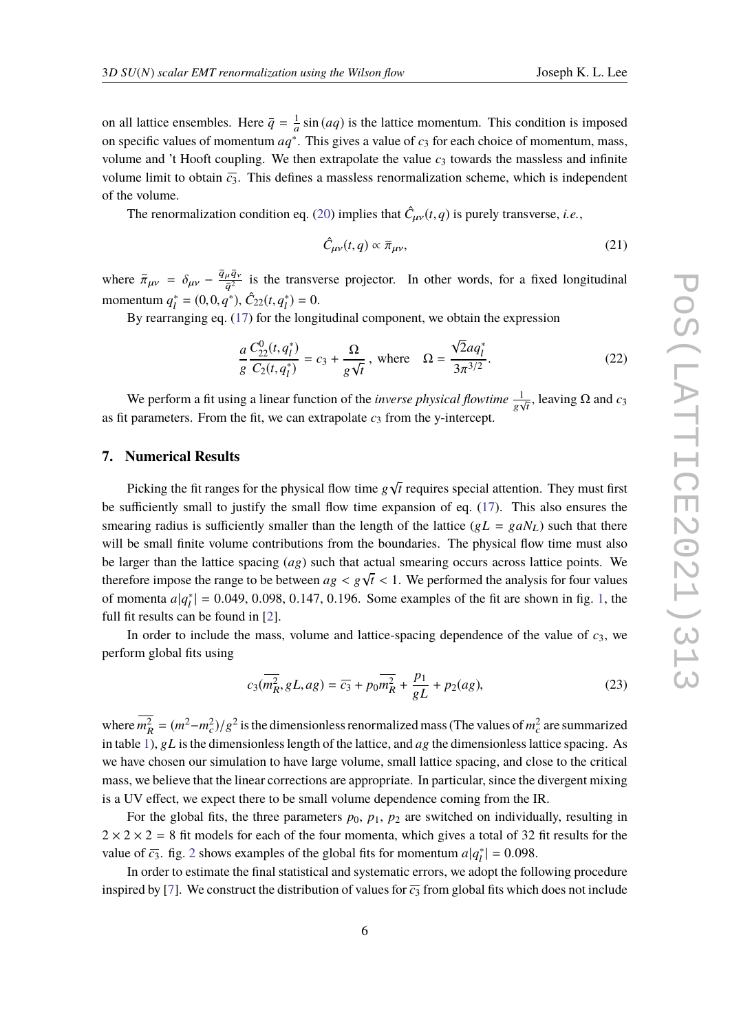on all lattice ensembles. Here $\bar{q} = \frac{1}{a}\sin(aq)$ is the lattice momentum. This condition is imposed on specific values of momentum $aq^*$. This gives a value of $c_3$ for each choice of momentum, mass, volume and 't Hooft coupling. We then extrapolate the value $c_3$ towards the massless and infinite volume limit to obtain $\overline{c_3}$. This defines a massless renormalization scheme, which is independent of the volume.

The renormalization condition eq. (20) implies that $\hat{C}_{\mu\nu}(t,q)$ is purely transverse, *i.e.*,

$$\hat{C}_{\mu\nu}(t,q) \propto \overline{\pi}_{\mu\nu}, \tag{21}$$

where $\overline{\pi}_{\mu\nu} = \delta_{\mu\nu} - \frac{\bar{q}_\mu \bar{q}_\nu}{\bar{q}^2}$ is the transverse projector. In other words, for a fixed longitudinal momentum $q_l^* = (0,0,q^*)$, $\hat{C}_{22}(t,q_l^*) = 0$.

By rearranging eq. (17) for the longitudinal component, we obtain the expression

$$\frac{a}{g}\frac{C_{22}^0(t,q_l^*)}{C_2(t,q_l^*)} = c_3 + \frac{\Omega}{g\sqrt{t}}\,, \text{ where } \quad \Omega = \frac{\sqrt{2}aq_l^*}{3\pi^{3/2}}. \tag{22}$$

We perform a fit using a linear function of the *inverse physical flowtime* $\frac{1}{g\sqrt{t}}$, leaving $\Omega$ and $c_3$ as fit parameters. From the fit, we can extrapolate $c_3$ from the y-intercept.

## 7. Numerical Results

Picking the fit ranges for the physical flow time $g\sqrt{t}$ requires special attention. They must first be sufficiently small to justify the small flow time expansion of eq. (17). This also ensures the smearing radius is sufficiently smaller than the length of the lattice ($gL = gaN_L$) such that there will be small finite volume contributions from the boundaries. The physical flow time must also be larger than the lattice spacing ($ag$) such that actual smearing occurs across lattice points. We therefore impose the range to be between $ag < g\sqrt{t} < 1$. We performed the analysis for four values of momenta $a|q_l^*| = 0.049, 0.098, 0.147, 0.196$. Some examples of the fit are shown in fig. 1, the full fit results can be found in [2].

In order to include the mass, volume and lattice-spacing dependence of the value of $c_3$, we perform global fits using

$$c_3(\overline{m_R^2}, gL, ag) = \overline{c_3} + p_0\overline{m_R^2} + \frac{p_1}{gL} + p_2(ag), \tag{23}$$

where $\overline{m_R^2} = (m^2 - m_c^2)/g^2$ is the dimensionless renormalized mass (The values of $m_c^2$ are summarized in table 1), $gL$ is the dimensionless length of the lattice, and $ag$ the dimensionless lattice spacing. As we have chosen our simulation to have large volume, small lattice spacing, and close to the critical mass, we believe that the linear corrections are appropriate. In particular, since the divergent mixing is a UV effect, we expect there to be small volume dependence coming from the IR.

For the global fits, the three parameters $p_0$, $p_1$, $p_2$ are switched on individually, resulting in $2 \times 2 \times 2 = 8$ fit models for each of the four momenta, which gives a total of 32 fit results for the value of $\overline{c_3}$. fig. 2 shows examples of the global fits for momentum $a|q_l^*| = 0.098$.

In order to estimate the final statistical and systematic errors, we adopt the following procedure inspired by [7]. We construct the distribution of values for $\overline{c_3}$ from global fits which does not include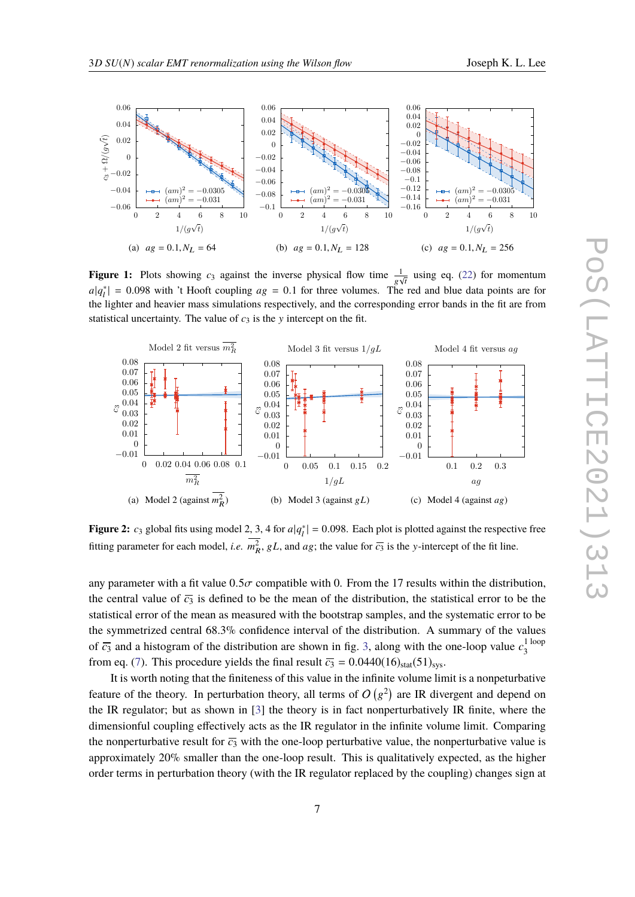**Figure 1:** Plots showing $c_3$ against the inverse physical flow time $\frac{1}{g\sqrt{t}}$ using eq. (22) for momentum $a|q_l^*| = 0.098$ with 't Hooft coupling $ag = 0.1$ for three volumes. The red and blue data points are for the lighter and heavier mass simulations respectively, and the corresponding error bands in the fit are from statistical uncertainty. The value of $c_3$ is the $y$ intercept on the fit.

(a) $ag = 0.1, N_L = 64$ (b) $ag = 0.1, N_L = 128$ (c) $ag = 0.1, N_L = 256$

**Figure 2:** $c_3$ global fits using model 2, 3, 4 for $a|q_l^*| = 0.098$. Each plot is plotted against the respective free fitting parameter for each model, *i.e.* $\overline{m_R^2}$, $gL$, and $ag$; the value for $\overline{c_3}$ is the $y$-intercept of the fit line.

(a) Model 2 (against $\overline{m_R^2}$) (b) Model 3 (against $gL$) (c) Model 4 (against $ag$)

any parameter with a fit value $0.5\sigma$ compatible with 0. From the 17 results within the distribution, the central value of $\overline{c_3}$ is defined to be the mean of the distribution, the statistical error to be the statistical error of the mean as measured with the bootstrap samples, and the systematic error to be the symmetrized central 68.3% confidence interval of the distribution. A summary of the values of $\overline{c_3}$ and a histogram of the distribution are shown in fig. 3, along with the one-loop value $c_3^{1\text{ loop}}$ from eq. (7). This procedure yields the final result $\overline{c_3} = 0.0440(16)_{\text{stat}}(51)_{\text{sys}}$.

It is worth noting that the finiteness of this value in the infinite volume limit is a nonperturbative feature of the theory. In perturbation theory, all terms of $O\left(g^2\right)$ are IR divergent and depend on the IR regulator; but as shown in [3] the theory is in fact nonperturbatively IR finite, where the dimensionful coupling effectively acts as the IR regulator in the infinite volume limit. Comparing the nonperturbative result for $\overline{c_3}$ with the one-loop perturbative value, the nonperturbative value is approximately 20% smaller than the one-loop result. This is qualitatively expected, as the higher order terms in perturbation theory (with the IR regulator replaced by the coupling) changes sign at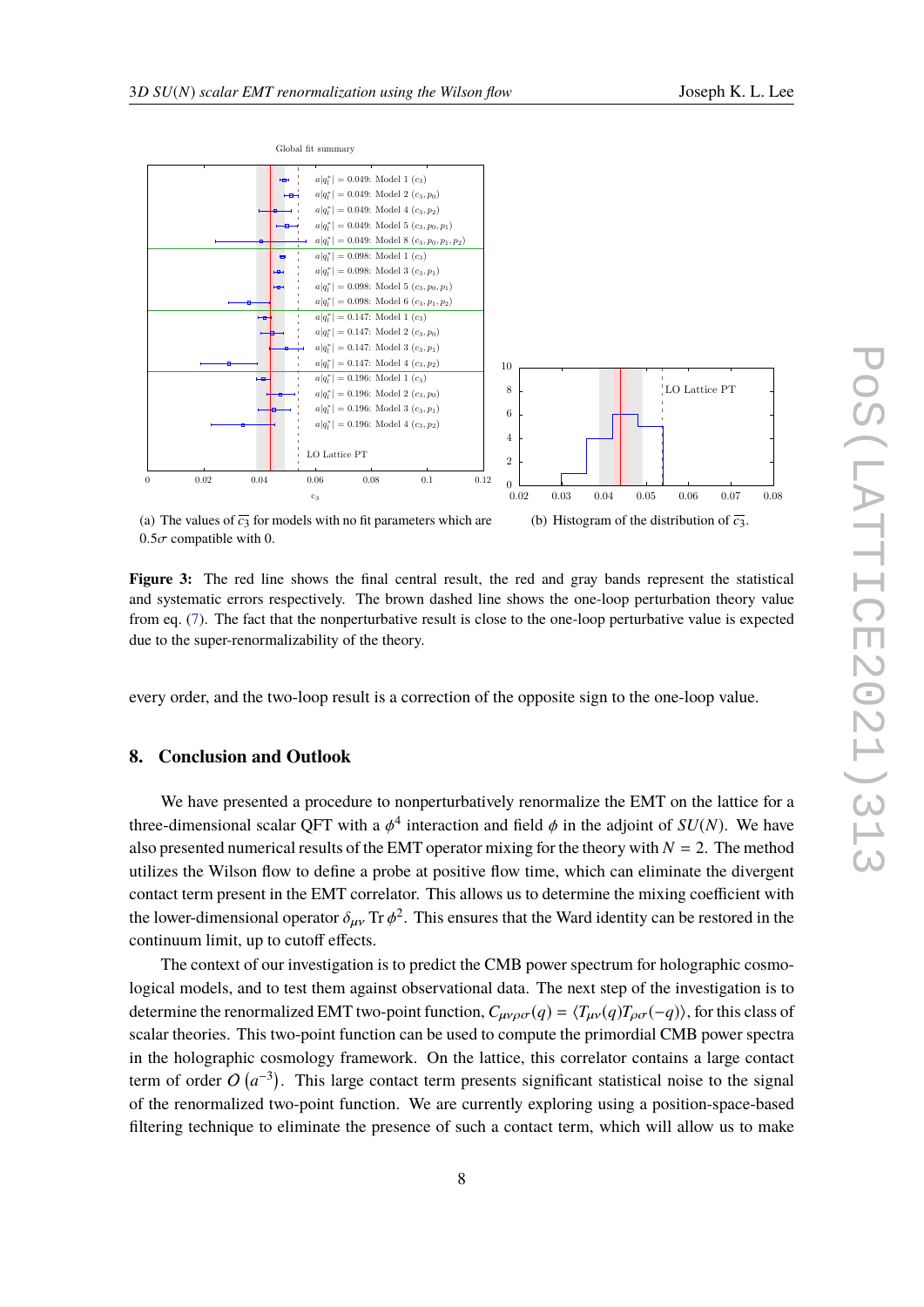(a) The values of $\overline{c_3}$ for models with no fit parameters which are $0.5\sigma$ compatible with 0.

(b) Histogram of the distribution of $\overline{c_3}$.

**Figure 3:** The red line shows the final central result, the red and gray bands represent the statistical and systematic errors respectively. The brown dashed line shows the one-loop perturbation theory value from eq. (7). The fact that the nonperturbative result is close to the one-loop perturbative value is expected due to the super-renormalizability of the theory.

every order, and the two-loop result is a correction of the opposite sign to the one-loop value.

## 8. Conclusion and Outlook

We have presented a procedure to nonperturbatively renormalize the EMT on the lattice for a three-dimensional scalar QFT with a $\phi^4$ interaction and field $\phi$ in the adjoint of $SU(N)$. We have also presented numerical results of the EMT operator mixing for the theory with $N = 2$. The method utilizes the Wilson flow to define a probe at positive flow time, which can eliminate the divergent contact term present in the EMT correlator. This allows us to determine the mixing coefficient with the lower-dimensional operator $\delta_{\mu\nu}\,\mathrm{Tr}\,\phi^2$. This ensures that the Ward identity can be restored in the continuum limit, up to cutoff effects.

The context of our investigation is to predict the CMB power spectrum for holographic cosmological models, and to test them against observational data. The next step of the investigation is to determine the renormalized EMT two-point function, $C_{\mu\nu\rho\sigma}(q) = \langle T_{\mu\nu}(q) T_{\rho\sigma}(-q)\rangle$, for this class of scalar theories. This two-point function can be used to compute the primordial CMB power spectra in the holographic cosmology framework. On the lattice, this correlator contains a large contact term of order $O\left(a^{-3}\right)$. This large contact term presents significant statistical noise to the signal of the renormalized two-point function. We are currently exploring using a position-space-based filtering technique to eliminate the presence of such a contact term, which will allow us to make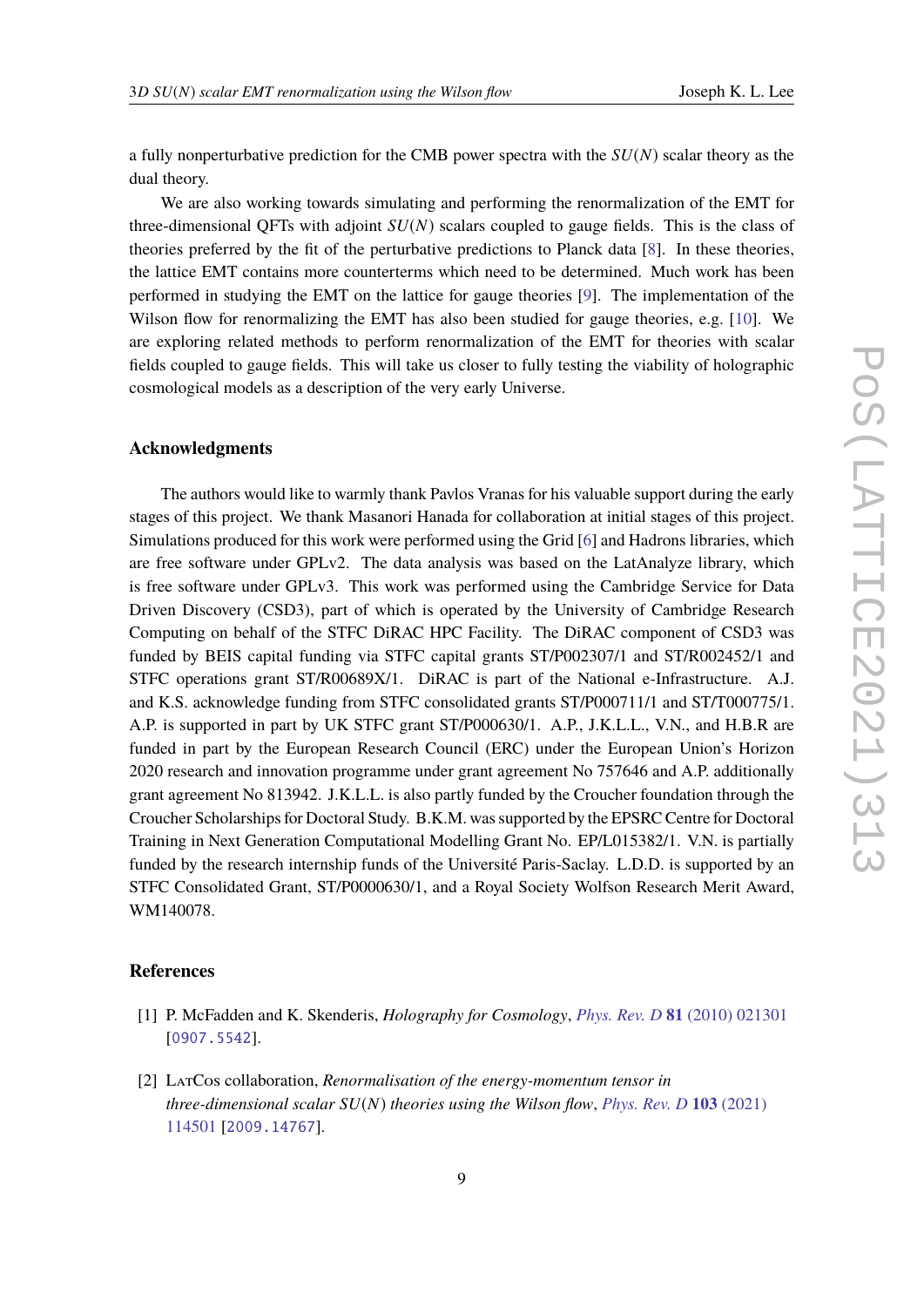a fully nonperturbative prediction for the CMB power spectra with the $SU(N)$ scalar theory as the dual theory.

We are also working towards simulating and performing the renormalization of the EMT for three-dimensional QFTs with adjoint $SU(N)$ scalars coupled to gauge fields. This is the class of theories preferred by the fit of the perturbative predictions to Planck data [8]. In these theories, the lattice EMT contains more counterterms which need to be determined. Much work has been performed in studying the EMT on the lattice for gauge theories [9]. The implementation of the Wilson flow for renormalizing the EMT has also been studied for gauge theories, e.g. [10]. We are exploring related methods to perform renormalization of the EMT for theories with scalar fields coupled to gauge fields. This will take us closer to fully testing the viability of holographic cosmological models as a description of the very early Universe.

### Acknowledgments

The authors would like to warmly thank Pavlos Vranas for his valuable support during the early stages of this project. We thank Masanori Hanada for collaboration at initial stages of this project. Simulations produced for this work were performed using the Grid [6] and Hadrons libraries, which are free software under GPLv2. The data analysis was based on the LatAnalyze library, which is free software under GPLv3. This work was performed using the Cambridge Service for Data Driven Discovery (CSD3), part of which is operated by the University of Cambridge Research Computing on behalf of the STFC DiRAC HPC Facility. The DiRAC component of CSD3 was funded by BEIS capital funding via STFC capital grants ST/P002307/1 and ST/R002452/1 and STFC operations grant ST/R00689X/1. DiRAC is part of the National e-Infrastructure. A.J. and K.S. acknowledge funding from STFC consolidated grants ST/P000711/1 and ST/T000775/1. A.P. is supported in part by UK STFC grant ST/P000630/1. A.P., J.K.L.L., V.N., and H.B.R are funded in part by the European Research Council (ERC) under the European Union's Horizon 2020 research and innovation programme under grant agreement No 757646 and A.P. additionally grant agreement No 813942. J.K.L.L. is also partly funded by the Croucher foundation through the Croucher Scholarships for Doctoral Study. B.K.M. was supported by the EPSRC Centre for Doctoral Training in Next Generation Computational Modelling Grant No. EP/L015382/1. V.N. is partially funded by the research internship funds of the Université Paris-Saclay. L.D.D. is supported by an STFC Consolidated Grant, ST/P0000630/1, and a Royal Society Wolfson Research Merit Award, WM140078.

### References

[1] P. McFadden and K. Skenderis, *Holography for Cosmology*, *Phys. Rev. D* **81** (2010) 021301 [0907.5542].

[2] LatCos collaboration, *Renormalisation of the energy-momentum tensor in three-dimensional scalar $SU(N)$ theories using the Wilson flow*, *Phys. Rev. D* **103** (2021) 114501 [2009.14767].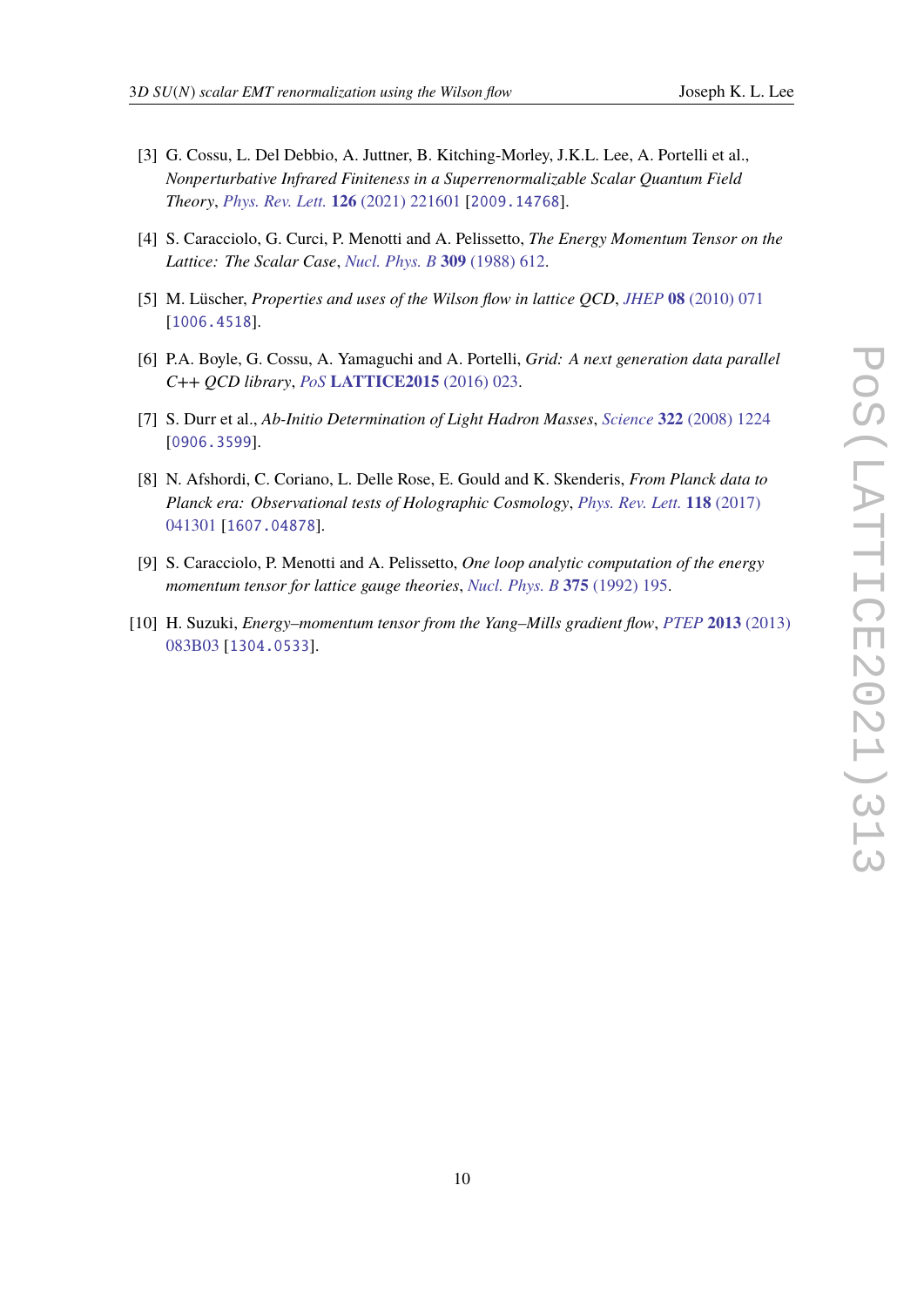[3] G. Cossu, L. Del Debbio, A. Juttner, B. Kitching-Morley, J.K.L. Lee, A. Portelli et al., *Nonperturbative Infrared Finiteness in a Superrenormalizable Scalar Quantum Field Theory*, *Phys. Rev. Lett.* **126** (2021) 221601 [2009.14768].

[4] S. Caracciolo, G. Curci, P. Menotti and A. Pelissetto, *The Energy Momentum Tensor on the Lattice: The Scalar Case*, *Nucl. Phys. B* **309** (1988) 612.

[5] M. Lüscher, *Properties and uses of the Wilson flow in lattice QCD*, *JHEP* **08** (2010) 071 [1006.4518].

[6] P.A. Boyle, G. Cossu, A. Yamaguchi and A. Portelli, *Grid: A next generation data parallel C++ QCD library*, *PoS* **LATTICE2015** (2016) 023.

[7] S. Durr et al., *Ab-Initio Determination of Light Hadron Masses*, *Science* **322** (2008) 1224 [0906.3599].

[8] N. Afshordi, C. Coriano, L. Delle Rose, E. Gould and K. Skenderis, *From Planck data to Planck era: Observational tests of Holographic Cosmology*, *Phys. Rev. Lett.* **118** (2017) 041301 [1607.04878].

[9] S. Caracciolo, P. Menotti and A. Pelissetto, *One loop analytic computation of the energy momentum tensor for lattice gauge theories*, *Nucl. Phys. B* **375** (1992) 195.

[10] H. Suzuki, *Energy–momentum tensor from the Yang–Mills gradient flow*, *PTEP* **2013** (2013) 083B03 [1304.0533].